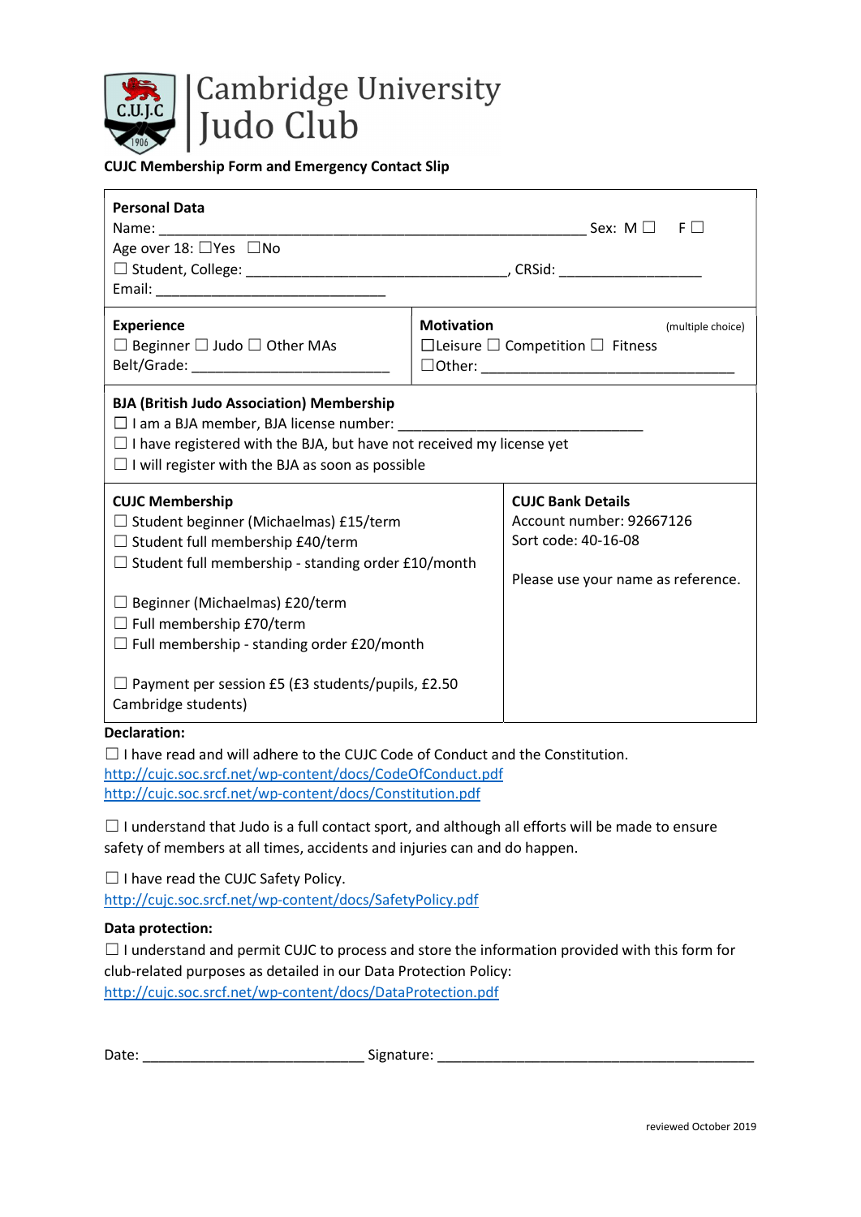# Cambridge University Judo Club

**CUJC Membership Form and Emergency Contact Slip**

**Personal Data**

Name: ____________________________________________________ Sex: M ☐ F ☐

Age over 18: ☐Yes ☐No

☐ Student, College: ________________________________, CRSid: _________________

Email: ____________________________

| **Experience** | **Motivation** (multiple choice) |
|---|---|
| ☐ Beginner ☐ Judo ☐ Other MAs | ☐Leisure ☐ Competition ☐ Fitness |
| Belt/Grade: ________________________ | ☐Other: ________________________________ |

**BJA (British Judo Association) Membership**

☐ I am a BJA member, BJA license number: ______________________________

☐ I have registered with the BJA, but have not received my license yet

☐ I will register with the BJA as soon as possible

| **CUJC Membership** | **CUJC Bank Details** |
|---|---|
| ☐ Student beginner (Michaelmas) £15/term | Account number: 92667126 |
| ☐ Student full membership £40/term | Sort code: 40-16-08 |
| ☐ Student full membership - standing order £10/month | |
| ☐ Beginner (Michaelmas) £20/term | Please use your name as reference. |
| ☐ Full membership £70/term | |
| ☐ Full membership - standing order £20/month | |
| ☐ Payment per session £5 (£3 students/pupils, £2.50 Cambridge students) | |

**Declaration:**

☐ I have read and will adhere to the CUJC Code of Conduct and the Constitution.
http://cujc.soc.srcf.net/wp-content/docs/CodeOfConduct.pdf
http://cujc.soc.srcf.net/wp-content/docs/Constitution.pdf

☐ I understand that Judo is a full contact sport, and although all efforts will be made to ensure safety of members at all times, accidents and injuries can and do happen.

☐ I have read the CUJC Safety Policy.
http://cujc.soc.srcf.net/wp-content/docs/SafetyPolicy.pdf

**Data protection:**

☐ I understand and permit CUJC to process and store the information provided with this form for club-related purposes as detailed in our Data Protection Policy:
http://cujc.soc.srcf.net/wp-content/docs/DataProtection.pdf

Date: ___________________________ Signature: ________________________________________

reviewed October 2019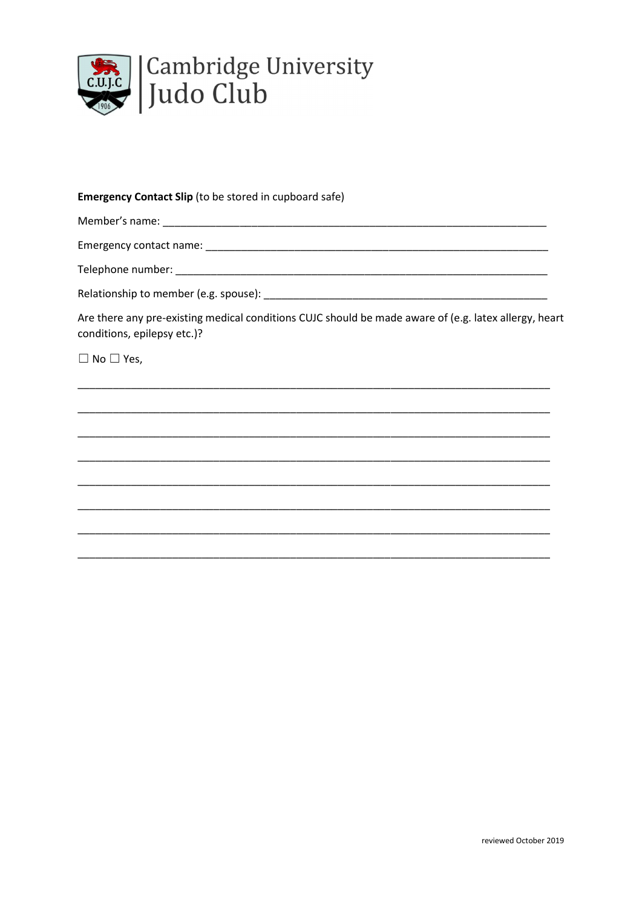Cambridge University Judo Club

**Emergency Contact Slip** (to be stored in cupboard safe)

Member's name: ___________________________________________________________________

Emergency contact name: ___________________________________________________________

Telephone number: _________________________________________________________________

Relationship to member (e.g. spouse): _______________________________________________

Are there any pre-existing medical conditions CUJC should be made aware of (e.g. latex allergy, heart conditions, epilepsy etc.)?

☐ No ☐ Yes,

_______________________________________________________________________________

_______________________________________________________________________________

_______________________________________________________________________________

_______________________________________________________________________________

_______________________________________________________________________________

_______________________________________________________________________________

_______________________________________________________________________________

_______________________________________________________________________________

reviewed October 2019